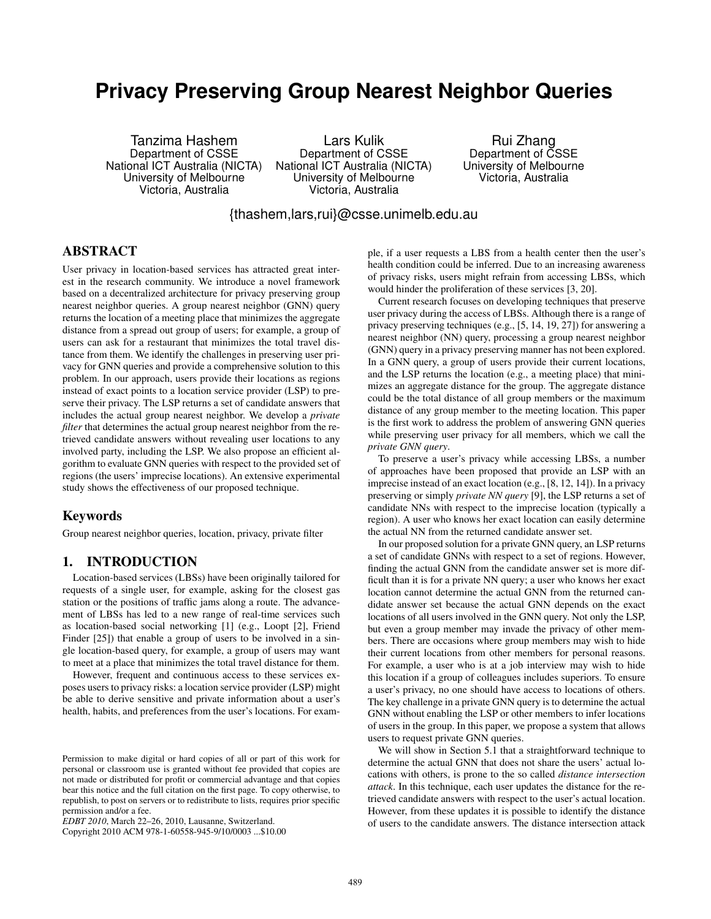# Privacy Preserving Group Nearest Neighbor Queries

Tanzima Hashem
Department of CSSE
National ICT Australia (NICTA)
University of Melbourne
Victoria, Australia

Lars Kulik
Department of CSSE
National ICT Australia (NICTA)
University of Melbourne
Victoria, Australia

Rui Zhang
Department of CSSE
University of Melbourne
Victoria, Australia

{thashem,lars,rui}@csse.unimelb.edu.au

## ABSTRACT

User privacy in location-based services has attracted great interest in the research community. We introduce a novel framework based on a decentralized architecture for privacy preserving group nearest neighbor queries. A group nearest neighbor (GNN) query returns the location of a meeting place that minimizes the aggregate distance from a spread out group of users; for example, a group of users can ask for a restaurant that minimizes the total travel distance from them. We identify the challenges in preserving user privacy for GNN queries and provide a comprehensive solution to this problem. In our approach, users provide their locations as regions instead of exact points to a location service provider (LSP) to preserve their privacy. The LSP returns a set of candidate answers that includes the actual group nearest neighbor. We develop a *private filter* that determines the actual group nearest neighbor from the retrieved candidate answers without revealing user locations to any involved party, including the LSP. We also propose an efficient algorithm to evaluate GNN queries with respect to the provided set of regions (the users' imprecise locations). An extensive experimental study shows the effectiveness of our proposed technique.

## Keywords

Group nearest neighbor queries, location, privacy, private filter

## 1. INTRODUCTION

Location-based services (LBSs) have been originally tailored for requests of a single user, for example, asking for the closest gas station or the positions of traffic jams along a route. The advancement of LBSs has led to a new range of real-time services such as location-based social networking [1] (e.g., Loopt [2], Friend Finder [25]) that enable a group of users to be involved in a single location-based query, for example, a group of users may want to meet at a place that minimizes the total travel distance for them.

However, frequent and continuous access to these services exposes users to privacy risks: a location service provider (LSP) might be able to derive sensitive and private information about a user's health, habits, and preferences from the user's locations. For example, if a user requests a LBS from a health center then the user's health condition could be inferred. Due to an increasing awareness of privacy risks, users might refrain from accessing LBSs, which would hinder the proliferation of these services [3, 20].

Current research focuses on developing techniques that preserve user privacy during the access of LBSs. Although there is a range of privacy preserving techniques (e.g., [5, 14, 19, 27]) for answering a nearest neighbor (NN) query, processing a group nearest neighbor (GNN) query in a privacy preserving manner has not been explored. In a GNN query, a group of users provide their current locations, and the LSP returns the location (e.g., a meeting place) that minimizes an aggregate distance for the group. The aggregate distance could be the total distance of all group members or the maximum distance of any group member to the meeting location. This paper is the first work to address the problem of answering GNN queries while preserving user privacy for all members, which we call the *private GNN query*.

To preserve a user's privacy while accessing LBSs, a number of approaches have been proposed that provide an LSP with an imprecise instead of an exact location (e.g., [8, 12, 14]). In a privacy preserving or simply *private NN query* [9], the LSP returns a set of candidate NNs with respect to the imprecise location (typically a region). A user who knows her exact location can easily determine the actual NN from the returned candidate answer set.

In our proposed solution for a private GNN query, an LSP returns a set of candidate GNNs with respect to a set of regions. However, finding the actual GNN from the candidate answer set is more difficult than it is for a private NN query; a user who knows her exact location cannot determine the actual GNN from the returned candidate answer set because the actual GNN depends on the exact locations of all users involved in the GNN query. Not only the LSP, but even a group member may invade the privacy of other members. There are occasions where group members may wish to hide their current locations from other members for personal reasons. For example, a user who is at a job interview may wish to hide this location if a group of colleagues includes superiors. To ensure a user's privacy, no one should have access to locations of others. The key challenge in a private GNN query is to determine the actual GNN without enabling the LSP or other members to infer locations of users in the group. In this paper, we propose a system that allows users to request private GNN queries.

We will show in Section 5.1 that a straightforward technique to determine the actual GNN that does not share the users' actual locations with others, is prone to the so called *distance intersection attack*. In this technique, each user updates the distance for the retrieved candidate answers with respect to the user's actual location. However, from these updates it is possible to identify the distance of users to the candidate answers. The distance intersection attack

Permission to make digital or hard copies of all or part of this work for personal or classroom use is granted without fee provided that copies are not made or distributed for profit or commercial advantage and that copies bear this notice and the full citation on the first page. To copy otherwise, to republish, to post on servers or to redistribute to lists, requires prior specific permission and/or a fee.
*EDBT 2010*, March 22–26, 2010, Lausanne, Switzerland.
Copyright 2010 ACM 978-1-60558-945-9/10/0003 ...$10.00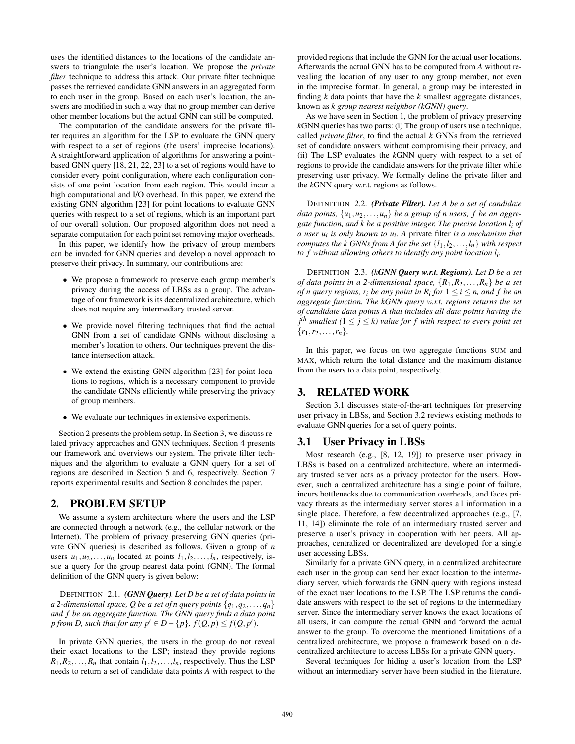uses the identified distances to the locations of the candidate answers to triangulate the user's location. We propose the *private filter* technique to address this attack. Our private filter technique passes the retrieved candidate GNN answers in an aggregated form to each user in the group. Based on each user's location, the answers are modified in such a way that no group member can derive other member locations but the actual GNN can still be computed.

The computation of the candidate answers for the private filter requires an algorithm for the LSP to evaluate the GNN query with respect to a set of regions (the users' imprecise locations). A straightforward application of algorithms for answering a point-based GNN query [18, 21, 22, 23] to a set of regions would have to consider every point configuration, where each configuration consists of one point location from each region. This would incur a high computational and I/O overhead. In this paper, we extend the existing GNN algorithm [23] for point locations to evaluate GNN queries with respect to a set of regions, which is an important part of our overall solution. Our proposed algorithm does not need a separate computation for each point set removing major overheads.

In this paper, we identify how the privacy of group members can be invaded for GNN queries and develop a novel approach to preserve their privacy. In summary, our contributions are:

- We propose a framework to preserve each group member's privacy during the access of LBSs as a group. The advantage of our framework is its decentralized architecture, which does not require any intermediary trusted server.
- We provide novel filtering techniques that find the actual GNN from a set of candidate GNNs without disclosing a member's location to others. Our techniques prevent the distance intersection attack.
- We extend the existing GNN algorithm [23] for point locations to regions, which is a necessary component to provide the candidate GNNs efficiently while preserving the privacy of group members.
- We evaluate our techniques in extensive experiments.

Section 2 presents the problem setup. In Section 3, we discuss related privacy approaches and GNN techniques. Section 4 presents our framework and overviews our system. The private filter techniques and the algorithm to evaluate a GNN query for a set of regions are described in Section 5 and 6, respectively. Section 7 reports experimental results and Section 8 concludes the paper.

## 2. PROBLEM SETUP

We assume a system architecture where the users and the LSP are connected through a network (e.g., the cellular network or the Internet). The problem of privacy preserving GNN queries (private GNN queries) is described as follows. Given a group of $n$ users $u_1, u_2, \ldots, u_n$ located at points $l_1, l_2, \ldots, l_n$, respectively, issue a query for the group nearest data point (GNN). The formal definition of the GNN query is given below:

DEFINITION 2.1. ***(GNN Query).*** *Let D be a set of data points in a 2-dimensional space, Q be a set of n query points $\{q_1, q_2, \ldots, q_n\}$ and f be an aggregate function. The GNN query finds a data point p from D, such that for any $p' \in D - \{p\}$, $f(Q, p) \leq f(Q, p')$.*

In private GNN queries, the users in the group do not reveal their exact locations to the LSP; instead they provide regions $R_1, R_2, \ldots, R_n$ that contain $l_1, l_2, \ldots, l_n$, respectively. Thus the LSP needs to return a set of candidate data points $A$ with respect to the provided regions that include the GNN for the actual user locations. Afterwards the actual GNN has to be computed from $A$ without revealing the location of any user to any group member, not even in the imprecise format. In general, a group may be interested in finding $k$ data points that have the $k$ smallest aggregate distances, known as *k group nearest neighbor (kGNN) query*.

As we have seen in Section 1, the problem of privacy preserving $k$GNN queries has two parts: (i) The group of users use a technique, called *private filter*, to find the actual $k$ GNNs from the retrieved set of candidate answers without compromising their privacy, and (ii) The LSP evaluates the $k$GNN query with respect to a set of regions to provide the candidate answers for the private filter while preserving user privacy. We formally define the private filter and the $k$GNN query w.r.t. regions as follows.

DEFINITION 2.2. ***(Private Filter).*** *Let A be a set of candidate data points, $\{u_1, u_2, \ldots, u_n\}$ be a group of n users, f be an aggregate function, and k be a positive integer. The precise location $l_i$ of a user $u_i$ is only known to $u_i$. A* private filter *is a mechanism that computes the k GNNs from A for the set $\{l_1, l_2, \ldots, l_n\}$ with respect to f without allowing others to identify any point location $l_i$.*

DEFINITION 2.3. ***(kGNN Query w.r.t. Regions).*** *Let D be a set of data points in a 2-dimensional space, $\{R_1, R_2, \ldots, R_n\}$ be a set of n query regions, $r_i$ be any point in $R_i$ for $1 \leq i \leq n$, and f be an aggregate function. The kGNN query w.r.t. regions returns the set of candidate data points A that includes all data points having the $j^{th}$ smallest ($1 \leq j \leq k$) value for f with respect to every point set $\{r_1, r_2, \ldots, r_n\}$.*

In this paper, we focus on two aggregate functions SUM and MAX, which return the total distance and the maximum distance from the users to a data point, respectively.

## 3. RELATED WORK

Section 3.1 discusses state-of-the-art techniques for preserving user privacy in LBSs, and Section 3.2 reviews existing methods to evaluate GNN queries for a set of query points.

### 3.1 User Privacy in LBSs

Most research (e.g., [8, 12, 19]) to preserve user privacy in LBSs is based on a centralized architecture, where an intermediary trusted server acts as a privacy protector for the users. However, such a centralized architecture has a single point of failure, incurs bottlenecks due to communication overheads, and faces privacy threats as the intermediary server stores all information in a single place. Therefore, a few decentralized approaches (e.g., [7, 11, 14]) eliminate the role of an intermediary trusted server and preserve a user's privacy in cooperation with her peers. All approaches, centralized or decentralized are developed for a single user accessing LBSs.

Similarly for a private GNN query, in a centralized architecture each user in the group can send her exact location to the intermediary server, which forwards the GNN query with regions instead of the exact user locations to the LSP. The LSP returns the candidate answers with respect to the set of regions to the intermediary server. Since the intermediary server knows the exact locations of all users, it can compute the actual GNN and forward the actual answer to the group. To overcome the mentioned limitations of a centralized architecture, we propose a framework based on a decentralized architecture to access LBSs for a private GNN query.

Several techniques for hiding a user's location from the LSP without an intermediary server have been studied in the literature.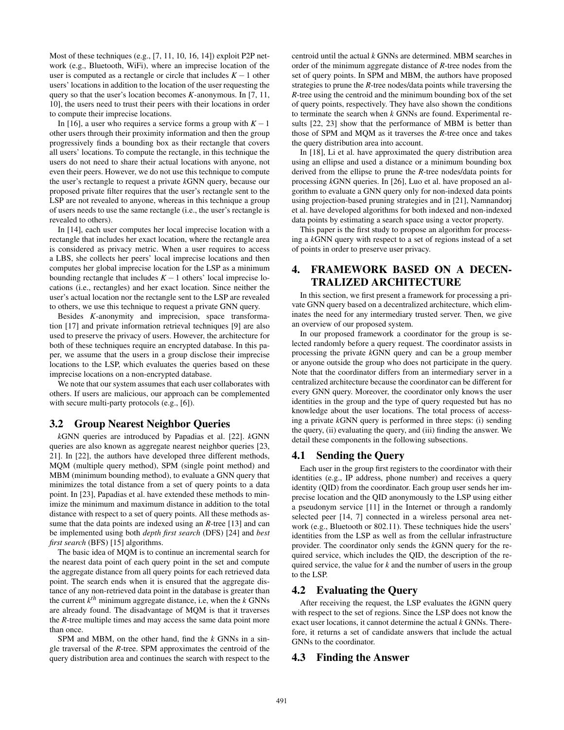Most of these techniques (e.g., [7, 11, 10, 16, 14]) exploit P2P network (e.g., Bluetooth, WiFi), where an imprecise location of the user is computed as a rectangle or circle that includes $K-1$ other users' locations in addition to the location of the user requesting the query so that the user's location becomes $K$-anonymous. In [7, 11, 10], the users need to trust their peers with their locations in order to compute their imprecise locations.

In [16], a user who requires a service forms a group with $K-1$ other users through their proximity information and then the group progressively finds a bounding box as their rectangle that covers all users' locations. To compute the rectangle, in this technique the users do not need to share their actual locations with anyone, not even their peers. However, we do not use this technique to compute the user's rectangle to request a private $k$GNN query, because our proposed private filter requires that the user's rectangle sent to the LSP are not revealed to anyone, whereas in this technique a group of users needs to use the same rectangle (i.e., the user's rectangle is revealed to others).

In [14], each user computes her local imprecise location with a rectangle that includes her exact location, where the rectangle area is considered as privacy metric. When a user requires to access a LBS, she collects her peers' local imprecise locations and then computes her global imprecise location for the LSP as a minimum bounding rectangle that includes $K-1$ others' local imprecise locations (i.e., rectangles) and her exact location. Since neither the user's actual location nor the rectangle sent to the LSP are revealed to others, we use this technique to request a private GNN query.

Besides $K$-anonymity and imprecision, space transformation [17] and private information retrieval techniques [9] are also used to preserve the privacy of users. However, the architecture for both of these techniques require an encrypted database. In this paper, we assume that the users in a group disclose their imprecise locations to the LSP, which evaluates the queries based on these imprecise locations on a non-encrypted database.

We note that our system assumes that each user collaborates with others. If users are malicious, our approach can be complemented with secure multi-party protocols (e.g., [6]).

## 3.2 Group Nearest Neighbor Queries

$k$GNN queries are introduced by Papadias et al. [22]. $k$GNN queries are also known as aggregate nearest neighbor queries [23, 21]. In [22], the authors have developed three different methods, MQM (multiple query method), SPM (single point method) and MBM (minimum bounding method), to evaluate a GNN query that minimizes the total distance from a set of query points to a data point. In [23], Papadias et al. have extended these methods to minimize the minimum and maximum distance in addition to the total distance with respect to a set of query points. All these methods assume that the data points are indexed using an $R$-tree [13] and can be implemented using both *depth first search* (DFS) [24] and *best first search* (BFS) [15] algorithms.

The basic idea of MQM is to continue an incremental search for the nearest data point of each query point in the set and compute the aggregate distance from all query points for each retrieved data point. The search ends when it is ensured that the aggregate distance of any non-retrieved data point in the database is greater than the current $k^{th}$ minimum aggregate distance, i.e, when the $k$ GNNs are already found. The disadvantage of MQM is that it traverses the $R$-tree multiple times and may access the same data point more than once.

SPM and MBM, on the other hand, find the $k$ GNNs in a single traversal of the $R$-tree. SPM approximates the centroid of the query distribution area and continues the search with respect to the centroid until the actual $k$ GNNs are determined. MBM searches in order of the minimum aggregate distance of $R$-tree nodes from the set of query points. In SPM and MBM, the authors have proposed strategies to prune the $R$-tree nodes/data points while traversing the $R$-tree using the centroid and the minimum bounding box of the set of query points, respectively. They have also shown the conditions to terminate the search when $k$ GNNs are found. Experimental results [22, 23] show that the performance of MBM is better than those of SPM and MQM as it traverses the $R$-tree once and takes the query distribution area into account.

In [18], Li et al. have approximated the query distribution area using an ellipse and used a distance or a minimum bounding box derived from the ellipse to prune the $R$-tree nodes/data points for processing $k$GNN queries. In [26], Luo et al. have proposed an algorithm to evaluate a GNN query only for non-indexed data points using projection-based pruning strategies and in [21], Namnandorj et al. have developed algorithms for both indexed and non-indexed data points by estimating a search space using a vector property.

This paper is the first study to propose an algorithm for processing a $k$GNN query with respect to a set of regions instead of a set of points in order to preserve user privacy.

# 4. FRAMEWORK BASED ON A DECENTRALIZED ARCHITECTURE

In this section, we first present a framework for processing a private GNN query based on a decentralized architecture, which eliminates the need for any intermediary trusted server. Then, we give an overview of our proposed system.

In our proposed framework a coordinator for the group is selected randomly before a query request. The coordinator assists in processing the private $k$GNN query and can be a group member or anyone outside the group who does not participate in the query. Note that the coordinator differs from an intermediary server in a centralized architecture because the coordinator can be different for every GNN query. Moreover, the coordinator only knows the user identities in the group and the type of query requested but has no knowledge about the user locations. The total process of accessing a private $k$GNN query is performed in three steps: (i) sending the query, (ii) evaluating the query, and (iii) finding the answer. We detail these components in the following subsections.

## 4.1 Sending the Query

Each user in the group first registers to the coordinator with their identities (e.g., IP address, phone number) and receives a query identity (QID) from the coordinator. Each group user sends her imprecise location and the QID anonymously to the LSP using either a pseudonym service [11] in the Internet or through a randomly selected peer [14, 7] connected in a wireless personal area network (e.g., Bluetooth or 802.11). These techniques hide the users' identities from the LSP as well as from the cellular infrastructure provider. The coordinator only sends the $k$GNN query for the required service, which includes the QID, the description of the required service, the value for $k$ and the number of users in the group to the LSP.

## 4.2 Evaluating the Query

After receiving the request, the LSP evaluates the $k$GNN query with respect to the set of regions. Since the LSP does not know the exact user locations, it cannot determine the actual $k$ GNNs. Therefore, it returns a set of candidate answers that include the actual GNNs to the coordinator.

## 4.3 Finding the Answer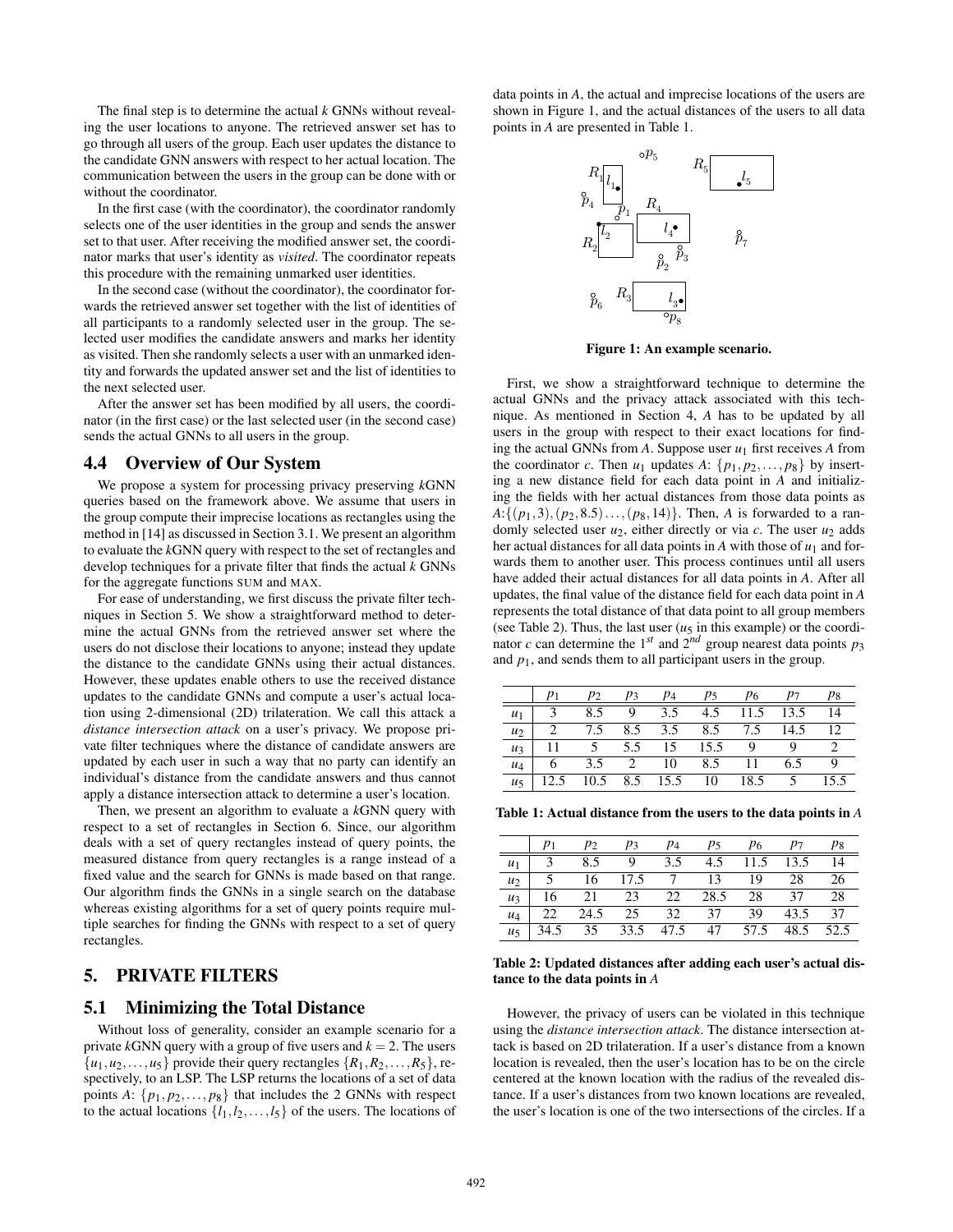The final step is to determine the actual $k$ GNNs without revealing the user locations to anyone. The retrieved answer set has to go through all users of the group. Each user updates the distance to the candidate GNN answers with respect to her actual location. The communication between the users in the group can be done with or without the coordinator.

In the first case (with the coordinator), the coordinator randomly selects one of the user identities in the group and sends the answer set to that user. After receiving the modified answer set, the coordinator marks that user's identity as *visited*. The coordinator repeats this procedure with the remaining unmarked user identities.

In the second case (without the coordinator), the coordinator forwards the retrieved answer set together with the list of identities of all participants to a randomly selected user in the group. The selected user modifies the candidate answers and marks her identity as visited. Then she randomly selects a user with an unmarked identity and forwards the updated answer set and the list of identities to the next selected user.

After the answer set has been modified by all users, the coordinator (in the first case) or the last selected user (in the second case) sends the actual GNNs to all users in the group.

## 4.4 Overview of Our System

We propose a system for processing privacy preserving $k$GNN queries based on the framework above. We assume that users in the group compute their imprecise locations as rectangles using the method in [14] as discussed in Section 3.1. We present an algorithm to evaluate the $k$GNN query with respect to the set of rectangles and develop techniques for a private filter that finds the actual $k$ GNNs for the aggregate functions SUM and MAX.

For ease of understanding, we first discuss the private filter techniques in Section 5. We show a straightforward method to determine the actual GNNs from the retrieved answer set where the users do not disclose their locations to anyone; instead they update the distance to the candidate GNNs using their actual distances. However, these updates enable others to use the received distance updates to the candidate GNNs and compute a user's actual location using 2-dimensional (2D) trilateration. We call this attack a *distance intersection attack* on a user's privacy. We propose private filter techniques where the distance of candidate answers are updated by each user in such a way that no party can identify an individual's distance from the candidate answers and thus cannot apply a distance intersection attack to determine a user's location.

Then, we present an algorithm to evaluate a $k$GNN query with respect to a set of rectangles in Section 6. Since, our algorithm deals with a set of query rectangles instead of query points, the measured distance from query rectangles is a range instead of a fixed value and the search for GNNs is made based on that range. Our algorithm finds the GNNs in a single search on the database whereas existing algorithms for a set of query points require multiple searches for finding the GNNs with respect to a set of query rectangles.

# 5. PRIVATE FILTERS

## 5.1 Minimizing the Total Distance

Without loss of generality, consider an example scenario for a private $k$GNN query with a group of five users and $k = 2$. The users $\{u_1, u_2, \ldots, u_5\}$ provide their query rectangles $\{R_1, R_2, \ldots, R_5\}$, respectively, to an LSP. The LSP returns the locations of a set of data points $A$: $\{p_1, p_2, \ldots, p_8\}$ that includes the 2 GNNs with respect to the actual locations $\{l_1, l_2, \ldots, l_5\}$ of the users. The locations of data points in $A$, the actual and imprecise locations of the users are shown in Figure 1, and the actual distances of the users to all data points in $A$ are presented in Table 1.

**Figure 1: An example scenario.**

First, we show a straightforward technique to determine the actual GNNs and the privacy attack associated with this technique. As mentioned in Section 4, $A$ has to be updated by all users in the group with respect to their exact locations for finding the actual GNNs from $A$. Suppose user $u_1$ first receives $A$ from the coordinator $c$. Then $u_1$ updates $A$: $\{p_1, p_2, \ldots, p_8\}$ by inserting a new distance field for each data point in $A$ and initializing the fields with her actual distances from those data points as $A$:$\{(p_1, 3), (p_2, 8.5) \ldots, (p_8, 14)\}$. Then, $A$ is forwarded to a randomly selected user $u_2$, either directly or via $c$. The user $u_2$ adds her actual distances for all data points in $A$ with those of $u_1$ and forwards them to another user. This process continues until all users have added their actual distances for all data points in $A$. After all updates, the final value of the distance field for each data point in $A$ represents the total distance of that data point to all group members (see Table 2). Thus, the last user ($u_5$ in this example) or the coordinator $c$ can determine the $1^{st}$ and $2^{nd}$ group nearest data points $p_3$ and $p_1$, and sends them to all participant users in the group.

| | $p_1$ | $p_2$ | $p_3$ | $p_4$ | $p_5$ | $p_6$ | $p_7$ | $p_8$ |
|---|---|---|---|---|---|---|---|---|
| $u_1$ | 3 | 8.5 | 9 | 3.5 | 4.5 | 11.5 | 13.5 | 14 |
| $u_2$ | 2 | 7.5 | 8.5 | 3.5 | 8.5 | 7.5 | 14.5 | 12 |
| $u_3$ | 11 | 5 | 5.5 | 15 | 15.5 | 9 | 9 | 2 |
| $u_4$ | 6 | 3.5 | 2 | 10 | 8.5 | 11 | 6.5 | 9 |
| $u_5$ | 12.5 | 10.5 | 8.5 | 15.5 | 10 | 18.5 | 5 | 15.5 |

**Table 1: Actual distance from the users to the data points in $A$**

| | $p_1$ | $p_2$ | $p_3$ | $p_4$ | $p_5$ | $p_6$ | $p_7$ | $p_8$ |
|---|---|---|---|---|---|---|---|---|
| $u_1$ | 3 | 8.5 | 9 | 3.5 | 4.5 | 11.5 | 13.5 | 14 |
| $u_2$ | 5 | 16 | 17.5 | 7 | 13 | 19 | 28 | 26 |
| $u_3$ | 16 | 21 | 23 | 22 | 28.5 | 28 | 37 | 28 |
| $u_4$ | 22 | 24.5 | 25 | 32 | 37 | 39 | 43.5 | 37 |
| $u_5$ | 34.5 | 35 | 33.5 | 47.5 | 47 | 57.5 | 48.5 | 52.5 |

**Table 2: Updated distances after adding each user's actual distance to the data points in $A$**

However, the privacy of users can be violated in this technique using the *distance intersection attack*. The distance intersection attack is based on 2D trilateration. If a user's distance from a known location is revealed, then the user's location has to be on the circle centered at the known location with the radius of the revealed distance. If a user's distances from two known locations are revealed, the user's location is one of the two intersections of the circles. If a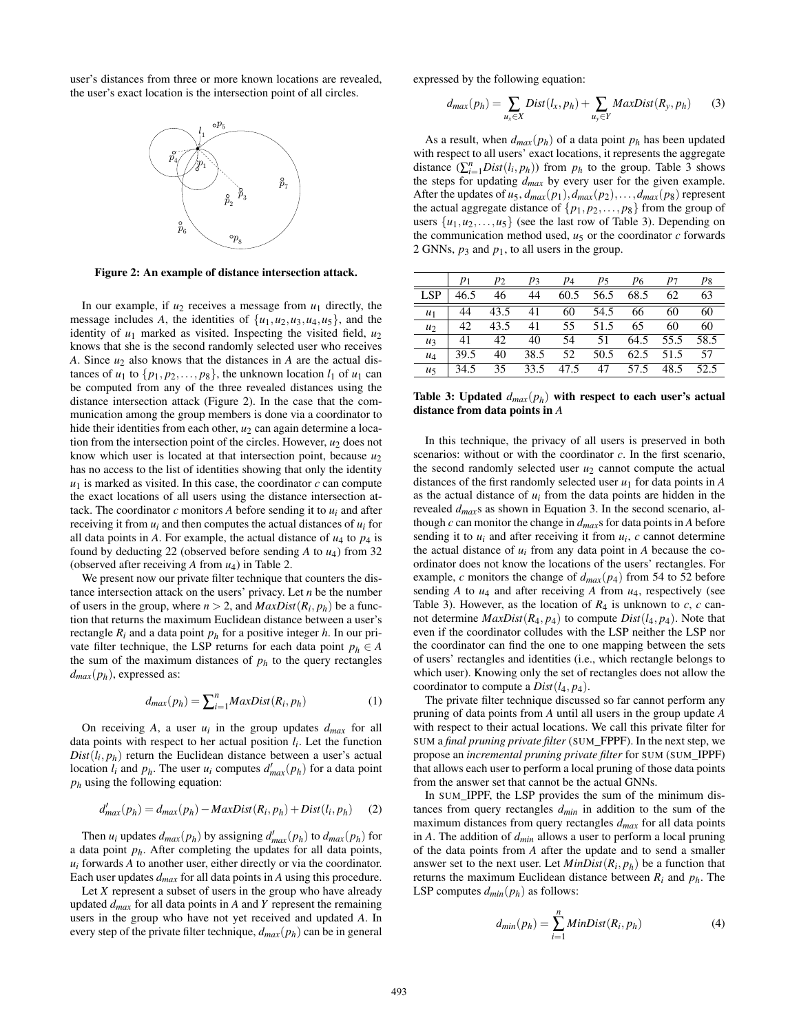user's distances from three or more known locations are revealed, the user's exact location is the intersection point of all circles.

Figure 2: An example of distance intersection attack.

In our example, if $u_2$ receives a message from $u_1$ directly, the message includes $A$, the identities of $\{u_1, u_2, u_3, u_4, u_5\}$, and the identity of $u_1$ marked as visited. Inspecting the visited field, $u_2$ knows that she is the second randomly selected user who receives $A$. Since $u_2$ also knows that the distances in $A$ are the actual distances of $u_1$ to $\{p_1, p_2, \ldots, p_8\}$, the unknown location $l_1$ of $u_1$ can be computed from any of the three revealed distances using the distance intersection attack (Figure 2). In the case that the communication among the group members is done via a coordinator to hide their identities from each other, $u_2$ can again determine a location from the intersection point of the circles. However, $u_2$ does not know which user is located at that intersection point, because $u_2$ has no access to the list of identities showing that only the identity $u_1$ is marked as visited. In this case, the coordinator $c$ can compute the exact locations of all users using the distance intersection attack. The coordinator $c$ monitors $A$ before sending it to $u_i$ and after receiving it from $u_i$ and then computes the actual distances of $u_i$ for all data points in $A$. For example, the actual distance of $u_4$ to $p_4$ is found by deducting 22 (observed before sending $A$ to $u_4$) from 32 (observed after receiving $A$ from $u_4$) in Table 2.

We present now our private filter technique that counters the distance intersection attack on the users' privacy. Let $n$ be the number of users in the group, where $n > 2$, and $MaxDist(R_i, p_h)$ be a function that returns the maximum Euclidean distance between a user's rectangle $R_i$ and a data point $p_h$ for a positive integer $h$. In our private filter technique, the LSP returns for each data point $p_h \in A$ the sum of the maximum distances of $p_h$ to the query rectangles $d_{max}(p_h)$, expressed as:

$$d_{max}(p_h) = \sum_{i=1}^{n} MaxDist(R_i, p_h) \quad (1)$$

On receiving $A$, a user $u_i$ in the group updates $d_{max}$ for all data points with respect to her actual position $l_i$. Let the function $Dist(l_i, p_h)$ return the Euclidean distance between a user's actual location $l_i$ and $p_h$. The user $u_i$ computes $d'_{max}(p_h)$ for a data point $p_h$ using the following equation:

$$d'_{max}(p_h) = d_{max}(p_h) - MaxDist(R_i, p_h) + Dist(l_i, p_h) \quad (2)$$

Then $u_i$ updates $d_{max}(p_h)$ by assigning $d'_{max}(p_h)$ to $d_{max}(p_h)$ for a data point $p_h$. After completing the updates for all data points, $u_i$ forwards $A$ to another user, either directly or via the coordinator. Each user updates $d_{max}$ for all data points in $A$ using this procedure.

Let $X$ represent a subset of users in the group who have already updated $d_{max}$ for all data points in $A$ and $Y$ represent the remaining users in the group who have not yet received and updated $A$. In every step of the private filter technique, $d_{max}(p_h)$ can be in general expressed by the following equation:

$$d_{max}(p_h) = \sum_{u_x \in X} Dist(l_x, p_h) + \sum_{u_y \in Y} MaxDist(R_y, p_h) \quad (3)$$

As a result, when $d_{max}(p_h)$ of a data point $p_h$ has been updated with respect to all users' exact locations, it represents the aggregate distance ($\sum_{i=1}^{n} Dist(l_i, p_h)$) from $p_h$ to the group. Table 3 shows the steps for updating $d_{max}$ by every user for the given example. After the updates of $u_5$, $d_{max}(p_1), d_{max}(p_2), \ldots, d_{max}(p_8)$ represent the actual aggregate distance of $\{p_1, p_2, \ldots, p_8\}$ from the group of users $\{u_1, u_2, \ldots, u_5\}$ (see the last row of Table 3). Depending on the communication method used, $u_5$ or the coordinator $c$ forwards 2 GNNs, $p_3$ and $p_1$, to all users in the group.

| | $p_1$ | $p_2$ | $p_3$ | $p_4$ | $p_5$ | $p_6$ | $p_7$ | $p_8$ |
|---|---|---|---|---|---|---|---|---|
| LSP | 46.5 | 46 | 44 | 60.5 | 56.5 | 68.5 | 62 | 63 |
| $u_1$ | 44 | 43.5 | 41 | 60 | 54.5 | 66 | 60 | 60 |
| $u_2$ | 42 | 43.5 | 41 | 55 | 51.5 | 65 | 60 | 60 |
| $u_3$ | 41 | 42 | 40 | 54 | 51 | 64.5 | 55.5 | 58.5 |
| $u_4$ | 39.5 | 40 | 38.5 | 52 | 50.5 | 62.5 | 51.5 | 57 |
| $u_5$ | 34.5 | 35 | 33.5 | 47.5 | 47 | 57.5 | 48.5 | 52.5 |

**Table 3: Updated $d_{max}(p_h)$ with respect to each user's actual distance from data points in $A$**

In this technique, the privacy of all users is preserved in both scenarios: without or with the coordinator $c$. In the first scenario, the second randomly selected user $u_2$ cannot compute the actual distances of the first randomly selected user $u_1$ for data points in $A$ as the actual distance of $u_i$ from the data points are hidden in the revealed $d_{max}$s as shown in Equation 3. In the second scenario, although $c$ can monitor the change in $d_{max}$s for data points in $A$ before sending it to $u_i$ and after receiving it from $u_i$, $c$ cannot determine the actual distance of $u_i$ from any data point in $A$ because the coordinator does not know the locations of the users' rectangles. For example, $c$ monitors the change of $d_{max}(p_4)$ from 54 to 52 before sending $A$ to $u_4$ and after receiving $A$ from $u_4$, respectively (see Table 3). However, as the location of $R_4$ is unknown to $c$, $c$ cannot determine $MaxDist(R_4, p_4)$ to compute $Dist(l_4, p_4)$. Note that even if the coordinator colludes with the LSP neither the LSP nor the coordinator can find the one to one mapping between the sets of users' rectangles and identities (i.e., which rectangle belongs to which user). Knowing only the set of rectangles does not allow the coordinator to compute a $Dist(l_4, p_4)$.

The private filter technique discussed so far cannot perform any pruning of data points from $A$ until all users in the group update $A$ with respect to their actual locations. We call this private filter for SUM a *final pruning private filter* (SUM_FPPF). In the next step, we propose an *incremental pruning private filter* for SUM (SUM_IPPF) that allows each user to perform a local pruning of those data points from the answer set that cannot be the actual GNNs.

In SUM_IPPF, the LSP provides the sum of the minimum distances from query rectangles $d_{min}$ in addition to the sum of the maximum distances from query rectangles $d_{max}$ for all data points in $A$. The addition of $d_{min}$ allows a user to perform a local pruning of the data points from $A$ after the update and to send a smaller answer set to the next user. Let $MinDist(R_i, p_h)$ be a function that returns the maximum Euclidean distance between $R_i$ and $p_h$. The LSP computes $d_{min}(p_h)$ as follows:

$$d_{min}(p_h) = \sum_{i=1}^{n} MinDist(R_i, p_h) \quad (4)$$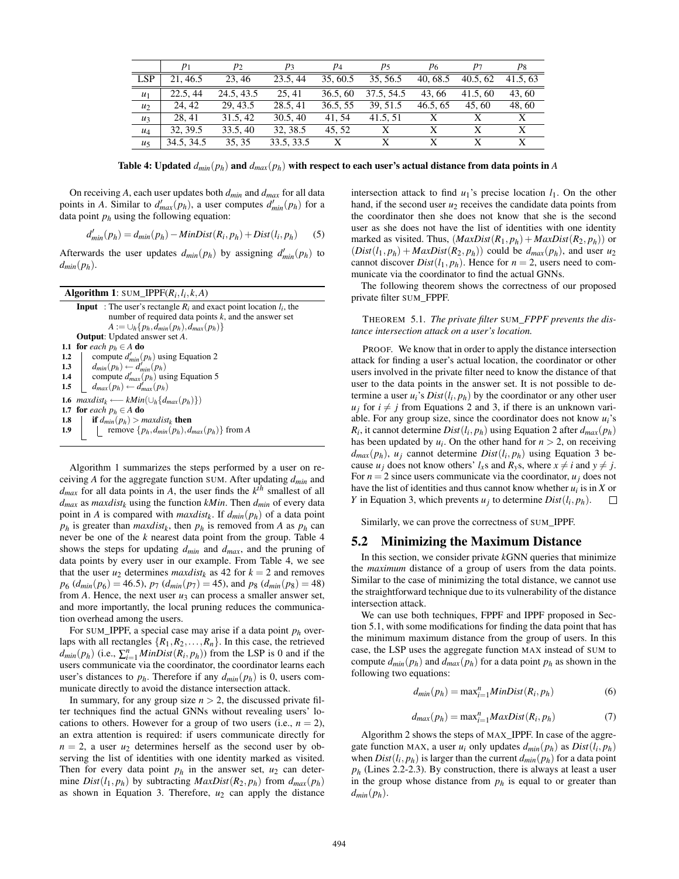|  | $p_1$ | $p_2$ | $p_3$ | $p_4$ | $p_5$ | $p_6$ | $p_7$ | $p_8$ |
|---|---|---|---|---|---|---|---|---|
| LSP | 21, 46.5 | 23, 46 | 23.5, 44 | 35, 60.5 | 35, 56.5 | 40, 68.5 | 40.5, 62 | 41.5, 63 |
| $u_1$ | 22.5, 44 | 24.5, 43.5 | 25, 41 | 36.5, 60 | 37.5, 54.5 | 43, 66 | 41.5, 60 | 43, 60 |
| $u_2$ | 24, 42 | 29, 43.5 | 28.5, 41 | 36.5, 55 | 39, 51.5 | 46.5, 65 | 45, 60 | 48, 60 |
| $u_3$ | 28, 41 | 31.5, 42 | 30.5, 40 | 41, 54 | 41.5, 51 | X | X | X |
| $u_4$ | 32, 39.5 | 33.5, 40 | 32, 38.5 | 45, 52 | X | X | X | X |
| $u_5$ | 34.5, 34.5 | 35, 35 | 33.5, 33.5 | X | X | X | X | X |

**Table 4: Updated $d_{min}(p_h)$ and $d_{max}(p_h)$ with respect to each user's actual distance from data points in $A$**

On receiving $A$, each user updates both $d_{min}$ and $d_{max}$ for all data points in $A$. Similar to $d'_{max}(p_h)$, a user computes $d'_{min}(p_h)$ for a data point $p_h$ using the following equation:

$$d'_{min}(p_h) = d_{min}(p_h) - MinDist(R_i, p_h) + Dist(l_i, p_h) \qquad (5)$$

Afterwards the user updates $d_{min}(p_h)$ by assigning $d'_{min}(p_h)$ to $d_{min}(p_h)$.

**Algorithm 1**: SUM_IPPF($R_i, l_i, k, A$)

**Input** : The user's rectangle $R_i$ and exact point location $l_i$, the number of required data points $k$, and the answer set $A := \cup_h\{p_h, d_{min}(p_h), d_{max}(p_h)\}$
**Output**: Updated answer set $A$.

```
1.1 for each p_h ∈ A do
1.2     compute d'_min(p_h) using Equation 2
1.3     d_min(p_h) ← d'_min(p_h)
1.4     compute d'_max(p_h) using Equation 5
1.5     d_max(p_h) ← d'_max(p_h)
1.6 maxdist_k ⟵ kMin(∪_h{d_max(p_h)})
1.7 for each p_h ∈ A do
1.8     if d_min(p_h) > maxdist_k then
1.9         remove {p_h, d_min(p_h), d_max(p_h)} from A
```

Algorithm 1 summarizes the steps performed by a user on receiving $A$ for the aggregate function SUM. After updating $d_{min}$ and $d_{max}$ for all data points in $A$, the user finds the $k^{th}$ smallest of all $d_{max}$ as $maxdist_k$ using the function $kMin$. Then $d_{min}$ of every data point in $A$ is compared with $maxdist_k$. If $d_{min}(p_h)$ of a data point $p_h$ is greater than $maxdist_k$, then $p_h$ is removed from $A$ as $p_h$ can never be one of the $k$ nearest data point from the group. Table 4 shows the steps for updating $d_{min}$ and $d_{max}$, and the pruning of data points by every user in our example. From Table 4, we see that the user $u_2$ determines $maxdist_k$ as 42 for $k = 2$ and removes $p_6$ ($d_{min}(p_6) = 46.5$), $p_7$ ($d_{min}(p_7) = 45$), and $p_8$ ($d_{min}(p_8) = 48$) from $A$. Hence, the next user $u_3$ can process a smaller answer set, and more importantly, the local pruning reduces the communication overhead among the users.

For SUM_IPPF, a special case may arise if a data point $p_h$ overlaps with all rectangles $\{R_1, R_2, \ldots, R_n\}$. In this case, the retrieved $d_{min}(p_h)$ (i.e., $\sum_{i=1}^{n} MinDist(R_i, p_h)$) from the LSP is 0 and if the users communicate via the coordinator, the coordinator learns each user's distances to $p_h$. Therefore if any $d_{min}(p_h)$ is 0, users communicate directly to avoid the distance intersection attack.

In summary, for any group size $n > 2$, the discussed private filter techniques find the actual GNNs without revealing users' locations to others. However for a group of two users (i.e., $n = 2$), an extra attention is required: if users communicate directly for $n = 2$, a user $u_2$ determines herself as the second user by observing the list of identities with one identity marked as visited. Then for every data point $p_h$ in the answer set, $u_2$ can determine $Dist(l_1, p_h)$ by subtracting $MaxDist(R_2, p_h)$ from $d_{max}(p_h)$ as shown in Equation 3. Therefore, $u_2$ can apply the distance intersection attack to find $u_1$'s precise location $l_1$. On the other hand, if the second user $u_2$ receives the candidate data points from the coordinator then she does not know that she is the second user as she does not have the list of identities with one identity marked as visited. Thus, $(MaxDist(R_1, p_h) + MaxDist(R_2, p_h))$ or $(Dist(l_1, p_h) + MaxDist(R_2, p_h))$ could be $d_{max}(p_h)$, and user $u_2$ cannot discover $Dist(l_1, p_h)$. Hence for $n = 2$, users need to communicate via the coordinator to find the actual GNNs.

The following theorem shows the correctness of our proposed private filter SUM_FPPF.

THEOREM 5.1. *The private filter* SUM_*FPPF prevents the distance intersection attack on a user's location.*

PROOF. We know that in order to apply the distance intersection attack for finding a user's actual location, the coordinator or other users involved in the private filter need to know the distance of that user to the data points in the answer set. It is not possible to determine a user $u_i$'s $Dist(l_i, p_h)$ by the coordinator or any other user $u_j$ for $i \neq j$ from Equations 2 and 3, if there is an unknown variable. For any group size, since the coordinator does not know $u_i$'s $R_i$, it cannot determine $Dist(l_i, p_h)$ using Equation 2 after $d_{max}(p_h)$ has been updated by $u_i$. On the other hand for $n > 2$, on receiving $d_{max}(p_h)$, $u_j$ cannot determine $Dist(l_i, p_h)$ using Equation 3 because $u_j$ does not know others' $l_x$s and $R_y$s, where $x \neq i$ and $y \neq j$. For $n = 2$ since users communicate via the coordinator, $u_j$ does not have the list of identities and thus cannot know whether $u_i$ is in $X$ or $Y$ in Equation 3, which prevents $u_j$ to determine $Dist(l_i, p_h)$. □

Similarly, we can prove the correctness of SUM_IPPF.

## 5.2 Minimizing the Maximum Distance

In this section, we consider private $k$GNN queries that minimize the *maximum* distance of a group of users from the data points. Similar to the case of minimizing the total distance, we cannot use the straightforward technique due to its vulnerability of the distance intersection attack.

We can use both techniques, FPPF and IPPF proposed in Section 5.1, with some modifications for finding the data point that has the minimum maximum distance from the group of users. In this case, the LSP uses the aggregate function MAX instead of SUM to compute $d_{min}(p_h)$ and $d_{max}(p_h)$ for a data point $p_h$ as shown in the following two equations:

$$d_{min}(p_h) = \max_{i=1}^{n} MinDist(R_i, p_h) \qquad (6)$$

$$d_{max}(p_h) = \max_{i=1}^{n} MaxDist(R_i, p_h) \qquad (7)$$

Algorithm 2 shows the steps of MAX_IPPF. In case of the aggregate function MAX, a user $u_i$ only updates $d_{min}(p_h)$ as $Dist(l_i, p_h)$ when $Dist(l_i, p_h)$ is larger than the current $d_{min}(p_h)$ for a data point $p_h$ (Lines 2.2-2.3). By construction, there is always at least a user in the group whose distance from $p_h$ is equal to or greater than $d_{min}(p_h)$.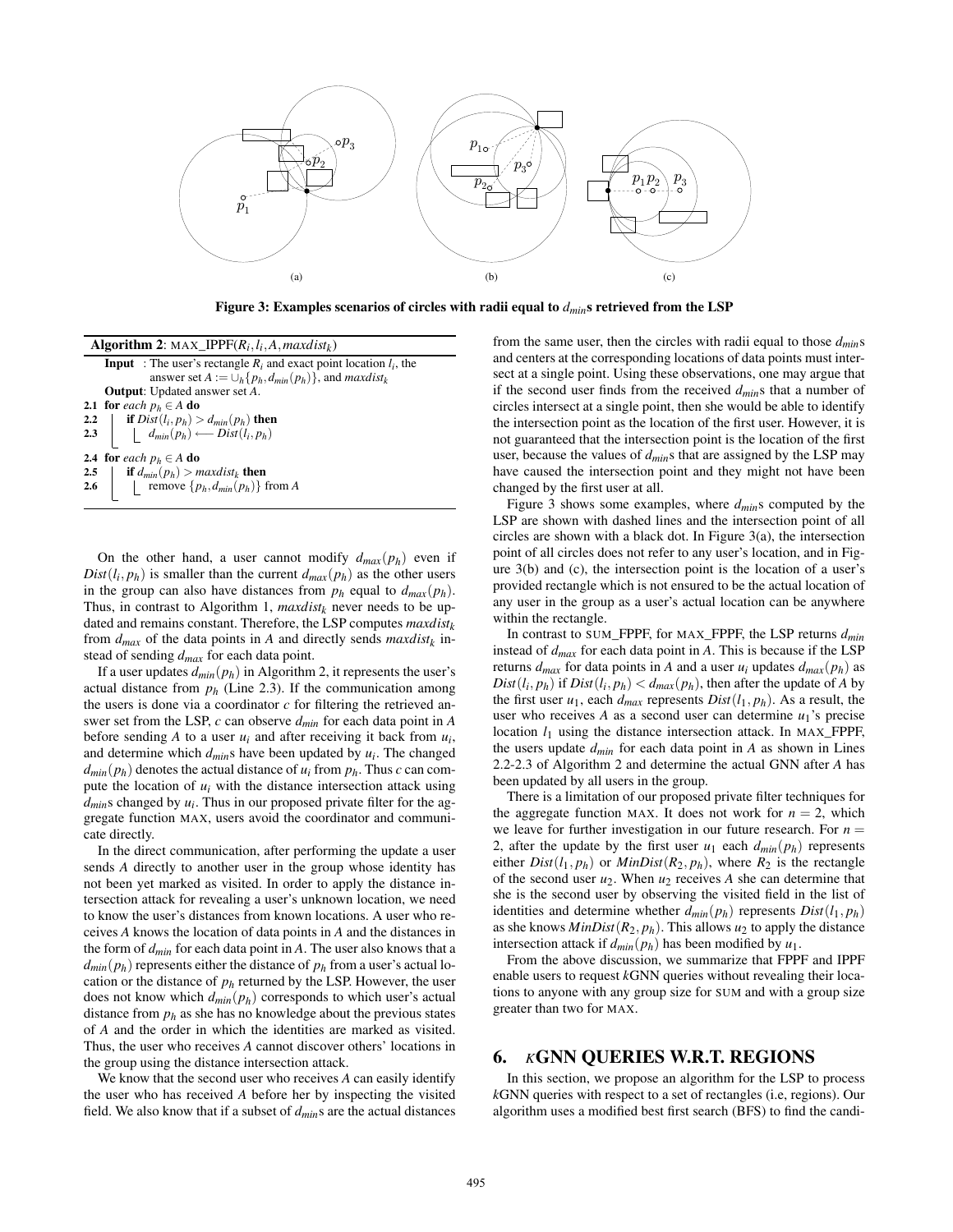Figure 3: Examples scenarios of circles with radii equal to $d_{min}$s retrieved from the LSP

**Algorithm 2**: MAX_IPPF($R_i, l_i, A, maxdist_k$)

```
Input : The user's rectangle R_i and exact point location l_i, the
        answer set A := ∪_h {p_h, d_min(p_h)}, and maxdist_k
Output: Updated answer set A.
2.1 for each p_h ∈ A do
2.2     if Dist(l_i, p_h) > d_min(p_h) then
2.3         d_min(p_h) ⟵ Dist(l_i, p_h)
2.4 for each p_h ∈ A do
2.5     if d_min(p_h) > maxdist_k then
2.6         remove {p_h, d_min(p_h)} from A
```

On the other hand, a user cannot modify $d_{max}(p_h)$ even if $Dist(l_i, p_h)$ is smaller than the current $d_{max}(p_h)$ as the other users in the group can also have distances from $p_h$ equal to $d_{max}(p_h)$. Thus, in contrast to Algorithm 1, $maxdist_k$ never needs to be updated and remains constant. Therefore, the LSP computes $maxdist_k$ from $d_{max}$ of the data points in $A$ and directly sends $maxdist_k$ instead of sending $d_{max}$ for each data point.

If a user updates $d_{min}(p_h)$ in Algorithm 2, it represents the user's actual distance from $p_h$ (Line 2.3). If the communication among the users is done via a coordinator $c$ for filtering the retrieved answer set from the LSP, $c$ can observe $d_{min}$ for each data point in $A$ before sending $A$ to a user $u_i$ and after receiving it back from $u_i$, and determine which $d_{min}$s have been updated by $u_i$. The changed $d_{min}(p_h)$ denotes the actual distance of $u_i$ from $p_h$. Thus $c$ can compute the location of $u_i$ with the distance intersection attack using $d_{min}$s changed by $u_i$. Thus in our proposed private filter for the aggregate function MAX, users avoid the coordinator and communicate directly.

In the direct communication, after performing the update a user sends $A$ directly to another user in the group whose identity has not been yet marked as visited. In order to apply the distance intersection attack for revealing a user's unknown location, we need to know the user's distances from known locations. A user who receives $A$ knows the location of data points in $A$ and the distances in the form of $d_{min}$ for each data point in $A$. The user also knows that a $d_{min}(p_h)$ represents either the distance of $p_h$ from a user's actual location or the distance of $p_h$ returned by the LSP. However, the user does not know which $d_{min}(p_h)$ corresponds to which user's actual distance from $p_h$ as she has no knowledge about the previous states of $A$ and the order in which the identities are marked as visited. Thus, the user who receives $A$ cannot discover others' locations in the group using the distance intersection attack.

We know that the second user who receives $A$ can easily identify the user who has received $A$ before her by inspecting the visited field. We also know that if a subset of $d_{min}$s are the actual distances from the same user, then the circles with radii equal to those $d_{min}$s and centers at the corresponding locations of data points must intersect at a single point. Using these observations, one may argue that if the second user finds from the received $d_{min}$s that a number of circles intersect at a single point, then she would be able to identify the intersection point as the location of the first user. However, it is not guaranteed that the intersection point is the location of the first user, because the values of $d_{min}$s that are assigned by the LSP may have caused the intersection point and they might not have been changed by the first user at all.

Figure 3 shows some examples, where $d_{min}$s computed by the LSP are shown with dashed lines and the intersection point of all circles are shown with a black dot. In Figure 3(a), the intersection point of all circles does not refer to any user's location, and in Figure 3(b) and (c), the intersection point is the location of a user's provided rectangle which is not ensured to be the actual location of any user in the group as a user's actual location can be anywhere within the rectangle.

In contrast to SUM_FPPF, for MAX_FPPF, the LSP returns $d_{min}$ instead of $d_{max}$ for each data point in $A$. This is because if the LSP returns $d_{max}$ for data points in $A$ and a user $u_i$ updates $d_{max}(p_h)$ as $Dist(l_i, p_h)$ if $Dist(l_i, p_h) < d_{max}(p_h)$, then after the update of $A$ by the first user $u_1$, each $d_{max}$ represents $Dist(l_1, p_h)$. As a result, the user who receives $A$ as a second user can determine $u_1$'s precise location $l_1$ using the distance intersection attack. In MAX_FPPF, the users update $d_{min}$ for each data point in $A$ as shown in Lines 2.2-2.3 of Algorithm 2 and determine the actual GNN after $A$ has been updated by all users in the group.

There is a limitation of our proposed private filter techniques for the aggregate function MAX. It does not work for $n = 2$, which we leave for further investigation in our future research. For $n = 2$, after the update by the first user $u_1$ each $d_{min}(p_h)$ represents either $Dist(l_1, p_h)$ or $MinDist(R_2, p_h)$, where $R_2$ is the rectangle of the second user $u_2$. When $u_2$ receives $A$ she can determine that she is the second user by observing the visited field in the list of identities and determine whether $d_{min}(p_h)$ represents $Dist(l_1, p_h)$ as she knows $MinDist(R_2, p_h)$. This allows $u_2$ to apply the distance intersection attack if $d_{min}(p_h)$ has been modified by $u_1$.

From the above discussion, we summarize that FPPF and IPPF enable users to request $k$GNN queries without revealing their locations to anyone with any group size for SUM and with a group size greater than two for MAX.

## 6. $k$GNN QUERIES W.R.T. REGIONS

In this section, we propose an algorithm for the LSP to process $k$GNN queries with respect to a set of rectangles (i.e, regions). Our algorithm uses a modified best first search (BFS) to find the candi-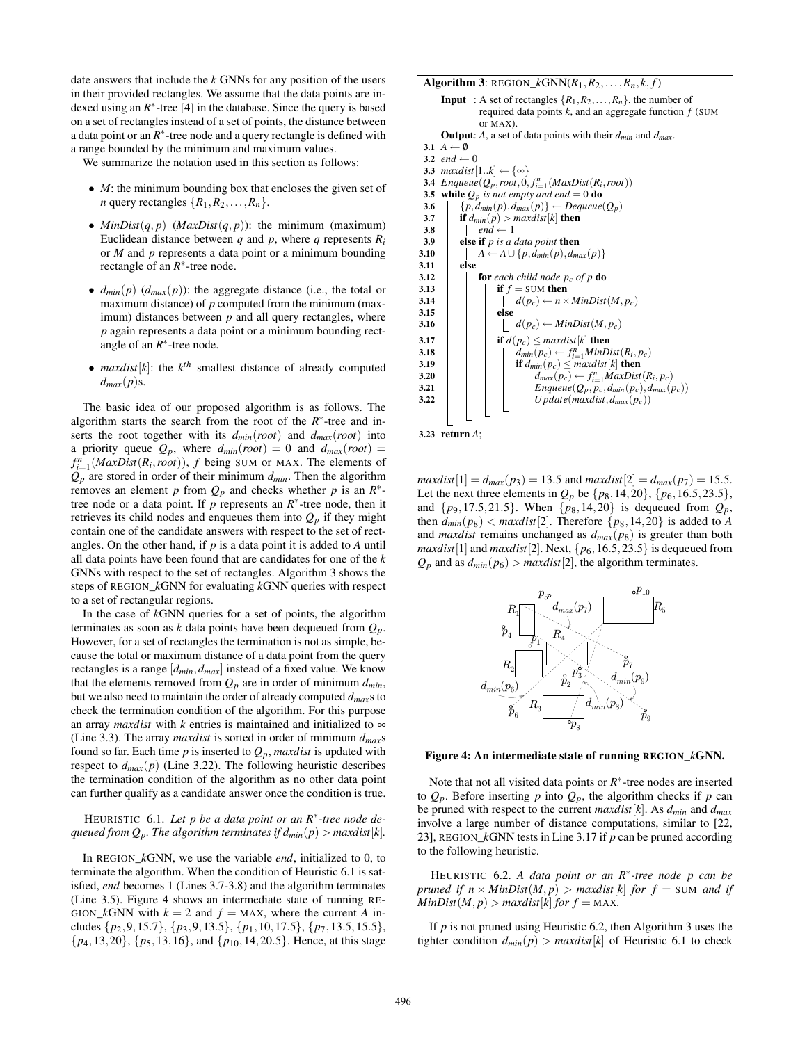date answers that include the $k$ GNNs for any position of the users in their provided rectangles. We assume that the data points are indexed using an $R^*$-tree [4] in the database. Since the query is based on a set of rectangles instead of a set of points, the distance between a data point or an $R^*$-tree node and a query rectangle is defined with a range bounded by the minimum and maximum values.

We summarize the notation used in this section as follows:

- $M$: the minimum bounding box that encloses the given set of $n$ query rectangles $\{R_1, R_2, \ldots, R_n\}$.
- $MinDist(q, p)$ ($MaxDist(q, p)$): the minimum (maximum) Euclidean distance between $q$ and $p$, where $q$ represents $R_i$ or $M$ and $p$ represents a data point or a minimum bounding rectangle of an $R^*$-tree node.
- $d_{min}(p)$ ($d_{max}(p)$): the aggregate distance (i.e., the total or maximum distance) of $p$ computed from the minimum (maximum) distances between $p$ and all query rectangles, where $p$ again represents a data point or a minimum bounding rectangle of an $R^*$-tree node.
- $maxdist[k]$: the $k^{th}$ smallest distance of already computed $d_{max}(p)$s.

The basic idea of our proposed algorithm is as follows. The algorithm starts the search from the root of the $R^*$-tree and inserts the root together with its $d_{min}(root)$ and $d_{max}(root)$ into a priority queue $Q_p$, where $d_{min}(root) = 0$ and $d_{max}(root) = f_{i=1}^{n}(MaxDist(R_i, root))$, $f$ being SUM or MAX. The elements of $Q_p$ are stored in order of their minimum $d_{min}$. Then the algorithm removes an element $p$ from $Q_p$ and checks whether $p$ is an $R^*$-tree node or a data point. If $p$ represents an $R^*$-tree node, then it retrieves its child nodes and enqueues them into $Q_p$ if they might contain one of the candidate answers with respect to the set of rectangles. On the other hand, if $p$ is a data point it is added to $A$ until all data points have been found that are candidates for one of the $k$ GNNs with respect to the set of rectangles. Algorithm 3 shows the steps of REGION_$k$GNN for evaluating $k$GNN queries with respect to a set of rectangular regions.

In the case of $k$GNN queries for a set of points, the algorithm terminates as soon as $k$ data points have been dequeued from $Q_p$. However, for a set of rectangles the termination is not as simple, because the total or maximum distance of a data point from the query rectangles is a range $[d_{min}, d_{max}]$ instead of a fixed value. We know that the elements removed from $Q_p$ are in order of minimum $d_{min}$, but we also need to maintain the order of already computed $d_{max}$s to check the termination condition of the algorithm. For this purpose an array $maxdist$ with $k$ entries is maintained and initialized to $\infty$ (Line 3.3). The array $maxdist$ is sorted in order of minimum $d_{max}$s found so far. Each time $p$ is inserted to $Q_p$, $maxdist$ is updated with respect to $d_{max}(p)$ (Line 3.22). The following heuristic describes the termination condition of the algorithm as no other data point can further qualify as a candidate answer once the condition is true.

HEURISTIC 6.1. *Let $p$ be a data point or an $R^*$-tree node dequeued from $Q_p$. The algorithm terminates if $d_{min}(p) > maxdist[k]$.*

In REGION_$k$GNN, we use the variable $end$, initialized to 0, to terminate the algorithm. When the condition of Heuristic 6.1 is satisfied, $end$ becomes 1 (Lines 3.7-3.8) and the algorithm terminates (Line 3.5). Figure 4 shows an intermediate state of running REGION_$k$GNN with $k = 2$ and $f =$ MAX, where the current $A$ includes $\{p_2, 9, 15.7\}$, $\{p_3, 9, 13.5\}$, $\{p_1, 10, 17.5\}$, $\{p_7, 13.5, 15.5\}$, $\{p_4, 13, 20\}$, $\{p_5, 13, 16\}$, and $\{p_{10}, 14, 20.5\}$. Hence, at this stage $maxdist[1] = d_{max}(p_3) = 13.5$ and $maxdist[2] = d_{max}(p_7) = 15.5$. Let the next three elements in $Q_p$ be $\{p_8, 14, 20\}$, $\{p_6, 16.5, 23.5\}$, and $\{p_9, 17.5, 21.5\}$. When $\{p_8, 14, 20\}$ is dequeued from $Q_p$, then $d_{min}(p_8) < maxdist[2]$. Therefore $\{p_8, 14, 20\}$ is added to $A$ and $maxdist$ remains unchanged as $d_{max}(p_8)$ is greater than both $maxdist[1]$ and $maxdist[2]$. Next, $\{p_6, 16.5, 23.5\}$ is dequeued from $Q_p$ and as $d_{min}(p_6) > maxdist[2]$, the algorithm terminates.

**Algorithm 3**: REGION_$k$GNN($R_1, R_2, \ldots, R_n, k, f$)

```
      Input  : A set of rectangles {R1, R2, ..., Rn}, the number of
               required data points k, and an aggregate function f (SUM
               or MAX).
      Output: A, a set of data points with their d_min and d_max.
3.1   A ← ∅
3.2   end ← 0
3.3   maxdist[1..k] ← {∞}
3.4   Enqueue(Q_p, root, 0, f_{i=1}^n(MaxDist(R_i, root))
3.5   while Q_p is not empty and end = 0 do
3.6       {p, d_min(p), d_max(p)} ← Dequeue(Q_p)
3.7       if d_min(p) > maxdist[k] then
3.8           end ← 1
3.9       else if p is a data point then
3.10          A ← A ∪ {p, d_min(p), d_max(p)}
3.11      else
3.12          for each child node p_c of p do
3.13              if f = SUM then
3.14                  d(p_c) ← n × MinDist(M, p_c)
3.15              else
3.16                  d(p_c) ← MinDist(M, p_c)
3.17              if d(p_c) ≤ maxdist[k] then
3.18                  d_min(p_c) ← f_{i=1}^n MinDist(R_i, p_c)
3.19                  if d_min(p_c) ≤ maxdist[k] then
3.20                      d_max(p_c) ← f_{i=1}^n MaxDist(R_i, p_c)
3.21                      Enqueue(Q_p, p_c, d_min(p_c), d_max(p_c))
3.22                      Update(maxdist, d_max(p_c))
3.23  return A;
```

**Figure 4: An intermediate state of running REGION_$k$GNN.**

Note that not all visited data points or $R^*$-tree nodes are inserted to $Q_p$. Before inserting $p$ into $Q_p$, the algorithm checks if $p$ can be pruned with respect to the current $maxdist[k]$. As $d_{min}$ and $d_{max}$ involve a large number of distance computations, similar to [22, 23], REGION_$k$GNN tests in Line 3.17 if $p$ can be pruned according to the following heuristic.

HEURISTIC 6.2. *A data point or an $R^*$-tree node $p$ can be pruned if $n \times MinDist(M, p) > maxdist[k]$ for $f =$ SUM and if $MinDist(M, p) > maxdist[k]$ for $f =$ MAX.*

If $p$ is not pruned using Heuristic 6.2, then Algorithm 3 uses the tighter condition $d_{min}(p) > maxdist[k]$ of Heuristic 6.1 to check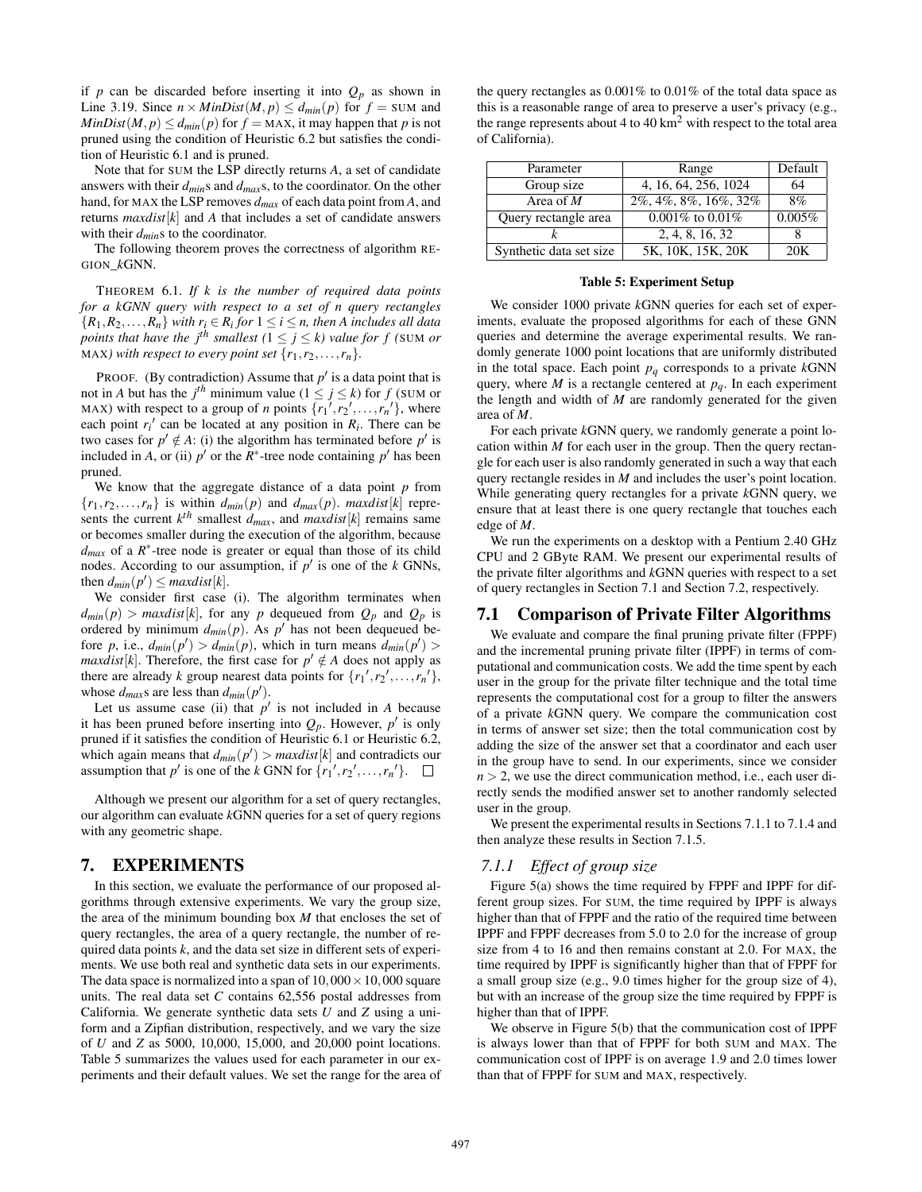if $p$ can be discarded before inserting it into $Q_p$ as shown in Line 3.19. Since $n \times MinDist(M, p) \leq d_{min}(p)$ for $f$ = SUM and $MinDist(M, p) \leq d_{min}(p)$ for $f$ = MAX, it may happen that $p$ is not pruned using the condition of Heuristic 6.2 but satisfies the condition of Heuristic 6.1 and is pruned.

Note that for SUM the LSP directly returns $A$, a set of candidate answers with their $d_{min}$s and $d_{max}$s, to the coordinator. On the other hand, for MAX the LSP removes $d_{max}$ of each data point from $A$, and returns $maxdist[k]$ and $A$ that includes a set of candidate answers with their $d_{min}$s to the coordinator.

The following theorem proves the correctness of algorithm REGION_$k$GNN.

THEOREM 6.1. *If $k$ is the number of required data points for a kGNN query with respect to a set of $n$ query rectangles $\{R_1, R_2, \ldots, R_n\}$ with $r_i \in R_i$ for $1 \leq i \leq n$, then $A$ includes all data points that have the $j^{th}$ smallest ($1 \leq j \leq k$) value for $f$ (SUM or MAX) with respect to every point set $\{r_1, r_2, \ldots, r_n\}$.*

PROOF. (By contradiction) Assume that $p'$ is a data point that is not in $A$ but has the $j^{th}$ minimum value ($1 \leq j \leq k$) for $f$ (SUM or MAX) with respect to a group of $n$ points $\{r_1', r_2', \ldots, r_n'\}$, where each point $r_i'$ can be located at any position in $R_i$. There can be two cases for $p' \notin A$: (i) the algorithm has terminated before $p'$ is included in $A$, or (ii) $p'$ or the $R^*$-tree node containing $p'$ has been pruned.

We know that the aggregate distance of a data point $p$ from $\{r_1, r_2, \ldots, r_n\}$ is within $d_{min}(p)$ and $d_{max}(p)$. $maxdist[k]$ represents the current $k^{th}$ smallest $d_{max}$, and $maxdist[k]$ remains same or becomes smaller during the execution of the algorithm, because $d_{max}$ of a $R^*$-tree node is greater or equal than those of its child nodes. According to our assumption, if $p'$ is one of the $k$ GNNs, then $d_{min}(p') \leq maxdist[k]$.

We consider first case (i). The algorithm terminates when $d_{min}(p) > maxdist[k]$, for any $p$ dequeued from $Q_p$ and $Q_p$ is ordered by minimum $d_{min}(p)$. As $p'$ has not been dequeued before $p$, i.e., $d_{min}(p') > d_{min}(p)$, which in turn means $d_{min}(p') > maxdist[k]$. Therefore, the first case for $p' \notin A$ does not apply as there are already $k$ group nearest data points for $\{r_1', r_2', \ldots, r_n'\}$, whose $d_{max}$s are less than $d_{min}(p')$.

Let us assume case (ii) that $p'$ is not included in $A$ because it has been pruned before inserting into $Q_p$. However, $p'$ is only pruned if it satisfies the condition of Heuristic 6.1 or Heuristic 6.2, which again means that $d_{min}(p') > maxdist[k]$ and contradicts our assumption that $p'$ is one of the $k$ GNN for $\{r_1', r_2', \ldots, r_n'\}$. □

Although we present our algorithm for a set of query rectangles, our algorithm can evaluate $k$GNN queries for a set of query regions with any geometric shape.

# 7. EXPERIMENTS

In this section, we evaluate the performance of our proposed algorithms through extensive experiments. We vary the group size, the area of the minimum bounding box $M$ that encloses the set of query rectangles, the area of a query rectangle, the number of required data points $k$, and the data set size in different sets of experiments. We use both real and synthetic data sets in our experiments. The data space is normalized into a span of $10,000 \times 10,000$ square units. The real data set $C$ contains 62,556 postal addresses from California. We generate synthetic data sets $U$ and $Z$ using a uniform and a Zipfian distribution, respectively, and we vary the size of $U$ and $Z$ as 5000, 10,000, 15,000, and 20,000 point locations. Table 5 summarizes the values used for each parameter in our experiments and their default values. We set the range for the area of the query rectangles as 0.001% to 0.01% of the total data space as this is a reasonable range of area to preserve a user's privacy (e.g., the range represents about 4 to 40 km$^2$ with respect to the total area of California).

| Parameter | Range | Default |
|---|---|---|
| Group size | 4, 16, 64, 256, 1024 | 64 |
| Area of $M$ | 2%, 4%, 8%, 16%, 32% | 8% |
| Query rectangle area | 0.001% to 0.01% | 0.005% |
| $k$ | 2, 4, 8, 16, 32 | 8 |
| Synthetic data set size | 5K, 10K, 15K, 20K | 20K |

**Table 5: Experiment Setup**

We consider 1000 private $k$GNN queries for each set of experiments, evaluate the proposed algorithms for each of these GNN queries and determine the average experimental results. We randomly generate 1000 point locations that are uniformly distributed in the total space. Each point $p_q$ corresponds to a private $k$GNN query, where $M$ is a rectangle centered at $p_q$. In each experiment the length and width of $M$ are randomly generated for the given area of $M$.

For each private $k$GNN query, we randomly generate a point location within $M$ for each user in the group. Then the query rectangle for each user is also randomly generated in such a way that each query rectangle resides in $M$ and includes the user's point location. While generating query rectangles for a private $k$GNN query, we ensure that at least there is one query rectangle that touches each edge of $M$.

We run the experiments on a desktop with a Pentium 2.40 GHz CPU and 2 GByte RAM. We present our experimental results of the private filter algorithms and $k$GNN queries with respect to a set of query rectangles in Section 7.1 and Section 7.2, respectively.

## 7.1 Comparison of Private Filter Algorithms

We evaluate and compare the final pruning private filter (FPPF) and the incremental pruning private filter (IPPF) in terms of computational and communication costs. We add the time spent by each user in the group for the private filter technique and the total time represents the computational cost for a group to filter the answers of a private $k$GNN query. We compare the communication cost in terms of answer set size; then the total communication cost by adding the size of the answer set that a coordinator and each user in the group have to send. In our experiments, since we consider $n > 2$, we use the direct communication method, i.e., each user directly sends the modified answer set to another randomly selected user in the group.

We present the experimental results in Sections 7.1.1 to 7.1.4 and then analyze these results in Section 7.1.5.

### *7.1.1 Effect of group size*

Figure 5(a) shows the time required by FPPF and IPPF for different group sizes. For SUM, the time required by IPPF is always higher than that of FPPF and the ratio of the required time between IPPF and FPPF decreases from 5.0 to 2.0 for the increase of group size from 4 to 16 and then remains constant at 2.0. For MAX, the time required by IPPF is significantly higher than that of FPPF for a small group size (e.g., 9.0 times higher for the group size of 4), but with an increase of the group size the time required by FPPF is higher than that of IPPF.

We observe in Figure 5(b) that the communication cost of IPPF is always lower than that of FPPF for both SUM and MAX. The communication cost of IPPF is on average 1.9 and 2.0 times lower than that of FPPF for SUM and MAX, respectively.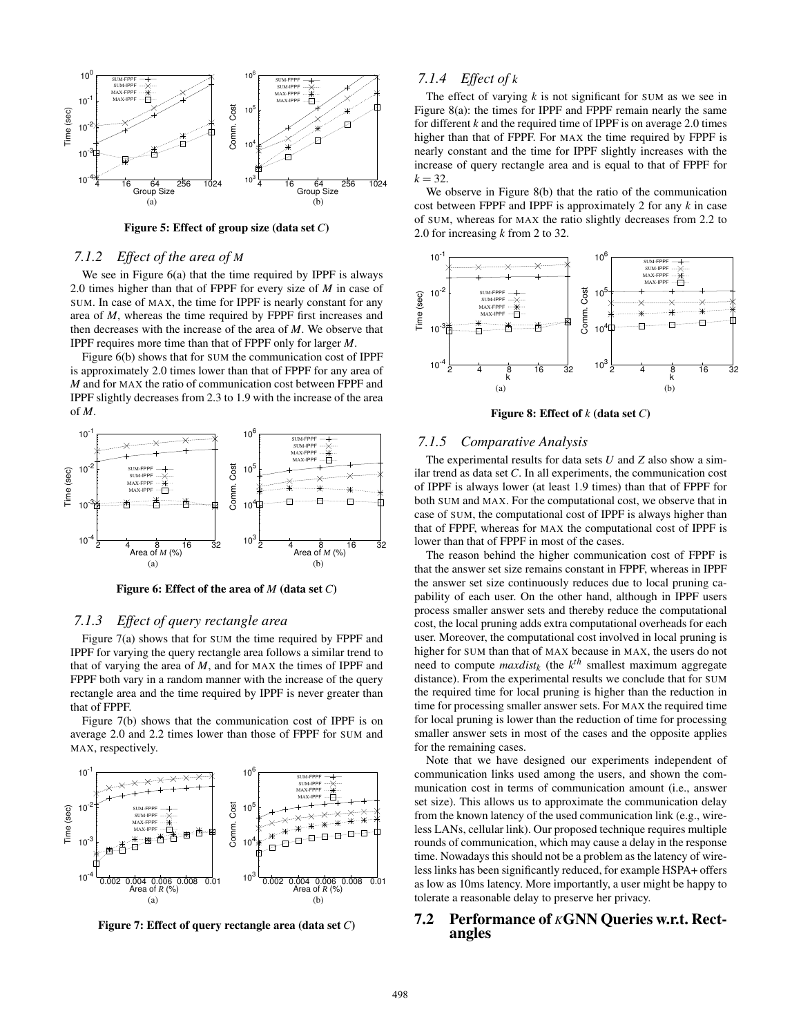Figure 5: Effect of group size (data set *C*)

### 7.1.2 Effect of the area of *M*

We see in Figure 6(a) that the time required by IPPF is always 2.0 times higher than that of FPPF for every size of *M* in case of SUM. In case of MAX, the time for IPPF is nearly constant for any area of *M*, whereas the time required by FPPF first increases and then decreases with the increase of the area of *M*. We observe that IPPF requires more time than that of FPPF only for larger *M*.

Figure 6(b) shows that for SUM the communication cost of IPPF is approximately 2.0 times lower than that of FPPF for any area of *M* and for MAX the ratio of communication cost between FPPF and IPPF slightly decreases from 2.3 to 1.9 with the increase of the area of *M*.

Figure 6: Effect of the area of *M* (data set *C*)

### 7.1.3 Effect of query rectangle area

Figure 7(a) shows that for SUM the time required by FPPF and IPPF for varying the query rectangle area follows a similar trend to that of varying the area of *M*, and for MAX the times of IPPF and FPPF both vary in a random manner with the increase of the query rectangle area and the time required by IPPF is never greater than that of FPPF.

Figure 7(b) shows that the communication cost of IPPF is on average 2.0 and 2.2 times lower than those of FPPF for SUM and MAX, respectively.

Figure 7: Effect of query rectangle area (data set *C*)

### 7.1.4 Effect of *k*

The effect of varying *k* is not significant for SUM as we see in Figure 8(a): the times for IPPF and FPPF remain nearly the same for different *k* and the required time of IPPF is on average 2.0 times higher than that of FPPF. For MAX the time required by FPPF is nearly constant and the time for IPPF slightly increases with the increase of query rectangle area and is equal to that of FPPF for $k = 32$.

We observe in Figure 8(b) that the ratio of the communication cost between FPPF and IPPF is approximately 2 for any *k* in case of SUM, whereas for MAX the ratio slightly decreases from 2.2 to 2.0 for increasing *k* from 2 to 32.

Figure 8: Effect of *k* (data set *C*)

### 7.1.5 Comparative Analysis

The experimental results for data sets *U* and *Z* also show a similar trend as data set *C*. In all experiments, the communication cost of IPPF is always lower (at least 1.9 times) than that of FPPF for both SUM and MAX. For the computational cost, we observe that in case of SUM, the computational cost of IPPF is always higher than that of FPPF, whereas for MAX the computational cost of IPPF is lower than that of FPPF in most of the cases.

The reason behind the higher communication cost of FPPF is that the answer set size remains constant in FPPF, whereas in IPPF the answer set size continuously reduces due to local pruning capability of each user. On the other hand, although in IPPF users process smaller answer sets and thereby reduce the computational cost, the local pruning adds extra computational overheads for each user. Moreover, the computational cost involved in local pruning is higher for SUM than that of MAX because in MAX, the users do not need to compute $maxdist_k$ (the $k^{th}$ smallest maximum aggregate distance). From the experimental results we conclude that for SUM the required time for local pruning is higher than the reduction in time for processing smaller answer sets. For MAX the required time for local pruning is lower than the reduction of time for processing smaller answer sets in most of the cases and the opposite applies for the remaining cases.

Note that we have designed our experiments independent of communication links used among the users, and shown the communication cost in terms of communication amount (i.e., answer set size). This allows us to approximate the communication delay from the known latency of the used communication link (e.g., wireless LANs, cellular link). Our proposed technique requires multiple rounds of communication, which may cause a delay in the response time. Nowadays this should not be a problem as the latency of wireless links has been significantly reduced, for example HSPA+ offers as low as 10ms latency. More importantly, a user might be happy to tolerate a reasonable delay to preserve her privacy.

## 7.2 Performance of *k*GNN Queries w.r.t. Rectangles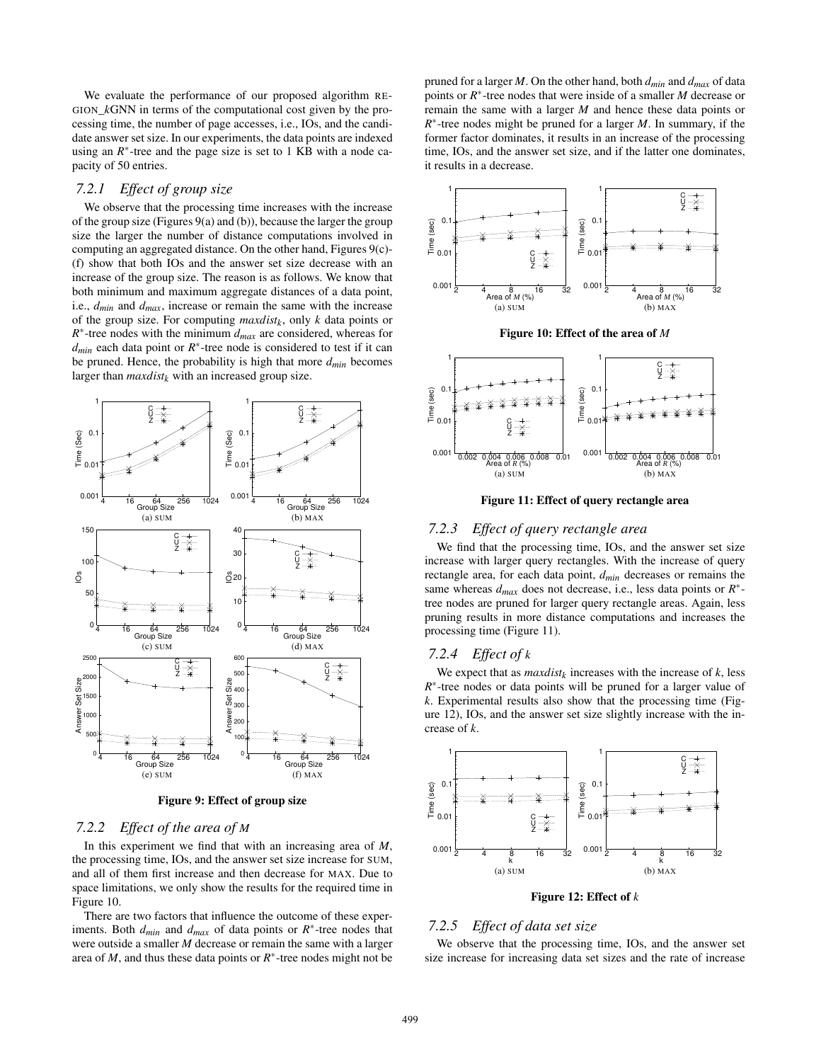We evaluate the performance of our proposed algorithm REGION_$k$GNN in terms of the computational cost given by the processing time, the number of page accesses, i.e., IOs, and the candidate answer set size. In our experiments, the data points are indexed using an $R^*$-tree and the page size is set to 1 KB with a node capacity of 50 entries.

### 7.2.1 Effect of group size

We observe that the processing time increases with the increase of the group size (Figures 9(a) and (b)), because the larger the group size the larger the number of distance computations involved in computing an aggregated distance. On the other hand, Figures 9(c)-(f) show that both IOs and the answer set size decrease with an increase of the group size. The reason is as follows. We know that both minimum and maximum aggregate distances of a data point, i.e., $d_{min}$ and $d_{max}$, increase or remain the same with the increase of the group size. For computing $maxdist_k$, only $k$ data points or $R^*$-tree nodes with the minimum $d_{max}$ are considered, whereas for $d_{min}$ each data point or $R^*$-tree node is considered to test if it can be pruned. Hence, the probability is high that more $d_{min}$ becomes larger than $maxdist_k$ with an increased group size.

(a) SUM (b) MAX (c) SUM (d) MAX (e) SUM (f) MAX

**Figure 9: Effect of group size**

### 7.2.2 Effect of the area of $M$

In this experiment we find that with an increasing area of $M$, the processing time, IOs, and the answer set size increase for SUM, and all of them first increase and then decrease for MAX. Due to space limitations, we only show the results for the required time in Figure 10.

There are two factors that influence the outcome of these experiments. Both $d_{min}$ and $d_{max}$ of data points or $R^*$-tree nodes that were outside a smaller $M$ decrease or remain the same with a larger area of $M$, and thus these data points or $R^*$-tree nodes might not be pruned for a larger $M$. On the other hand, both $d_{min}$ and $d_{max}$ of data points or $R^*$-tree nodes that were inside of a smaller $M$ decrease or remain the same with a larger $M$ and hence these data points or $R^*$-tree nodes might be pruned for a larger $M$. In summary, if the former factor dominates, it results in an increase of the processing time, IOs, and the answer set size, and if the latter one dominates, it results in a decrease.

(a) SUM (b) MAX

**Figure 10: Effect of the area of $M$**

(a) SUM (b) MAX

**Figure 11: Effect of query rectangle area**

### 7.2.3 Effect of query rectangle area

We find that the processing time, IOs, and the answer set size increase with larger query rectangles. With the increase of query rectangle area, for each data point, $d_{min}$ decreases or remains the same whereas $d_{max}$ does not decrease, i.e., less data points or $R^*$-tree nodes are pruned for larger query rectangle areas. Again, less pruning results in more distance computations and increases the processing time (Figure 11).

### 7.2.4 Effect of $k$

We expect that as $maxdist_k$ increases with the increase of $k$, less $R^*$-tree nodes or data points will be pruned for a larger value of $k$. Experimental results also show that the processing time (Figure 12), IOs, and the answer set size slightly increase with the increase of $k$.

(a) SUM (b) MAX

**Figure 12: Effect of $k$**

### 7.2.5 Effect of data set size

We observe that the processing time, IOs, and the answer set size increase for increasing data set sizes and the rate of increase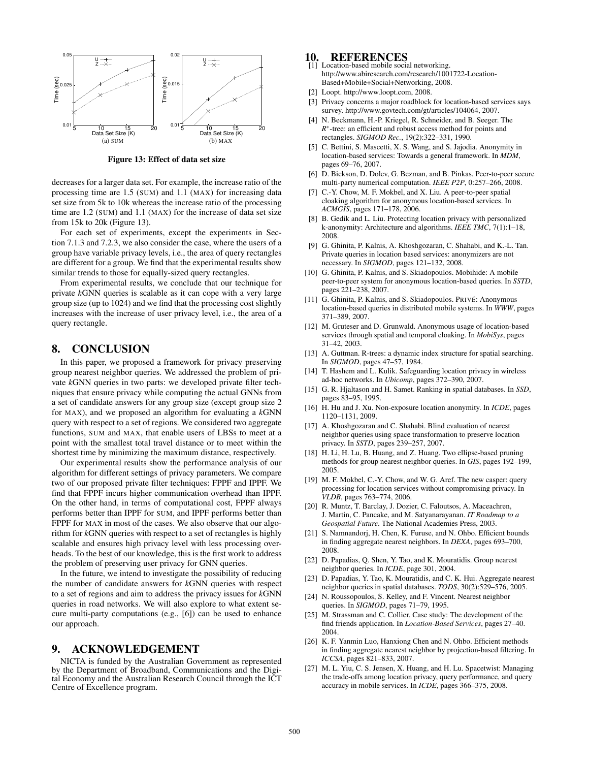0.05

U
Z

Time (sec)

0.025

0.01

5 10 15 20

Data Set Size (K)

(a) SUM

0.02

U
Z

Time (sec)

0.015

0.01

5 10 15 20

Data Set Size (K)

(b) MAX

**Figure 13: Effect of data set size**

decreases for a larger data set. For example, the increase ratio of the processing time are 1.5 (SUM) and 1.1 (MAX) for increasing data set size from 5k to 10k whereas the increase ratio of the processing time are 1.2 (SUM) and 1.1 (MAX) for the increase of data set size from 15k to 20k (Figure 13).

For each set of experiments, except the experiments in Section 7.1.3 and 7.2.3, we also consider the case, where the users of a group have variable privacy levels, i.e., the area of query rectangles are different for a group. We find that the experimental results show similar trends to those for equally-sized query rectangles.

From experimental results, we conclude that our technique for private *k*GNN queries is scalable as it can cope with a very large group size (up to 1024) and we find that the processing cost slightly increases with the increase of user privacy level, i.e., the area of a query rectangle.

## 8. CONCLUSION

In this paper, we proposed a framework for privacy preserving group nearest neighbor queries. We addressed the problem of private *k*GNN queries in two parts: we developed private filter techniques that ensure privacy while computing the actual GNNs from a set of candidate answers for any group size (except group size 2 for MAX), and we proposed an algorithm for evaluating a *k*GNN query with respect to a set of regions. We considered two aggregate functions, SUM and MAX, that enable users of LBSs to meet at a point with the smallest total travel distance or to meet within the shortest time by minimizing the maximum distance, respectively.

Our experimental results show the performance analysis of our algorithm for different settings of privacy parameters. We compare two of our proposed private filter techniques: FPPF and IPPF. We find that FPPF incurs higher communication overhead than IPPF. On the other hand, in terms of computational cost, FPPF always performs better than IPPF for SUM, and IPPF performs better than FPPF for MAX in most of the cases. We also observe that our algorithm for *k*GNN queries with respect to a set of rectangles is highly scalable and ensures high privacy level with less processing overheads. To the best of our knowledge, this is the first work to address the problem of preserving user privacy for GNN queries.

In the future, we intend to investigate the possibility of reducing the number of candidate answers for *k*GNN queries with respect to a set of regions and aim to address the privacy issues for *k*GNN queries in road networks. We will also explore to what extent secure multi-party computations (e.g., [6]) can be used to enhance our approach.

## 9. ACKNOWLEDGEMENT

NICTA is funded by the Australian Government as represented by the Department of Broadband, Communications and the Digital Economy and the Australian Research Council through the ICT Centre of Excellence program.

## 10. REFERENCES

[1] Location-based mobile social networking. http://www.abiresearch.com/research/1001722-Location-Based+Mobile+Social+Networking, 2008.

[2] Loopt. http://www.loopt.com, 2008.

[3] Privacy concerns a major roadblock for location-based services says survey. http://www.govtech.com/gt/articles/104064, 2007.

[4] N. Beckmann, H.-P. Kriegel, R. Schneider, and B. Seeger. The $R^*$-tree: an efficient and robust access method for points and rectangles. *SIGMOD Rec.*, 19(2):322–331, 1990.

[5] C. Bettini, S. Mascetti, X. S. Wang, and S. Jajodia. Anonymity in location-based services: Towards a general framework. In *MDM*, pages 69–76, 2007.

[6] D. Bickson, D. Dolev, G. Bezman, and B. Pinkas. Peer-to-peer secure multi-party numerical computation. *IEEE P2P*, 0:257–266, 2008.

[7] C.-Y. Chow, M. F. Mokbel, and X. Liu. A peer-to-peer spatial cloaking algorithm for anonymous location-based services. In *ACMGIS*, pages 171–178, 2006.

[8] B. Gedik and L. Liu. Protecting location privacy with personalized k-anonymity: Architecture and algorithms. *IEEE TMC*, 7(1):1–18, 2008.

[9] G. Ghinita, P. Kalnis, A. Khoshgozaran, C. Shahabi, and K.-L. Tan. Private queries in location based services: anonymizers are not necessary. In *SIGMOD*, pages 121–132, 2008.

[10] G. Ghinita, P. Kalnis, and S. Skiadopoulos. Mobihide: A mobile peer-to-peer system for anonymous location-based queries. In *SSTD*, pages 221–238, 2007.

[11] G. Ghinita, P. Kalnis, and S. Skiadopoulos. PRIVÉ: Anonymous location-based queries in distributed mobile systems. In *WWW*, pages 371–389, 2007.

[12] M. Gruteser and D. Grunwald. Anonymous usage of location-based services through spatial and temporal cloaking. In *MobiSys*, pages 31–42, 2003.

[13] A. Guttman. R-trees: a dynamic index structure for spatial searching. In *SIGMOD*, pages 47–57, 1984.

[14] T. Hashem and L. Kulik. Safeguarding location privacy in wireless ad-hoc networks. In *Ubicomp*, pages 372–390, 2007.

[15] G. R. Hjaltason and H. Samet. Ranking in spatial databases. In *SSD*, pages 83–95, 1995.

[16] H. Hu and J. Xu. Non-exposure location anonymity. In *ICDE*, pages 1120–1131, 2009.

[17] A. Khoshgozaran and C. Shahabi. Blind evaluation of nearest neighbor queries using space transformation to preserve location privacy. In *SSTD*, pages 239–257, 2007.

[18] H. Li, H. Lu, B. Huang, and Z. Huang. Two ellipse-based pruning methods for group nearest neighbor queries. In *GIS*, pages 192–199, 2005.

[19] M. F. Mokbel, C.-Y. Chow, and W. G. Aref. The new casper: query processing for location services without compromising privacy. In *VLDB*, pages 763–774, 2006.

[20] R. Muntz, T. Barclay, J. Dozier, C. Faloutsos, A. Maceachren, J. Martin, C. Pancake, and M. Satyanarayanan. *IT Roadmap to a Geospatial Future*. The National Academies Press, 2003.

[21] S. Namnandorj, H. Chen, K. Furuse, and N. Ohbo. Efficient bounds in finding aggregate nearest neighbors. In *DEXA*, pages 693–700, 2008.

[22] D. Papadias, Q. Shen, Y. Tao, and K. Mouratidis. Group nearest neighbor queries. In *ICDE*, page 301, 2004.

[23] D. Papadias, Y. Tao, K. Mouratidis, and C. K. Hui. Aggregate nearest neighbor queries in spatial databases. *TODS*, 30(2):529–576, 2005.

[24] N. Roussopoulos, S. Kelley, and F. Vincent. Nearest neighbor queries. In *SIGMOD*, pages 71–79, 1995.

[25] M. Strassman and C. Collier. Case study: The development of the find friends application. In *Location-Based Services*, pages 27–40. 2004.

[26] K. F. Yanmin Luo, Hanxiong Chen and N. Ohbo. Efficient methods in finding aggregate nearest neighbor by projection-based filtering. In *ICCSA*, pages 821–833, 2007.

[27] M. L. Yiu, C. S. Jensen, X. Huang, and H. Lu. Spacetwist: Managing the trade-offs among location privacy, query performance, and query accuracy in mobile services. In *ICDE*, pages 366–375, 2008.